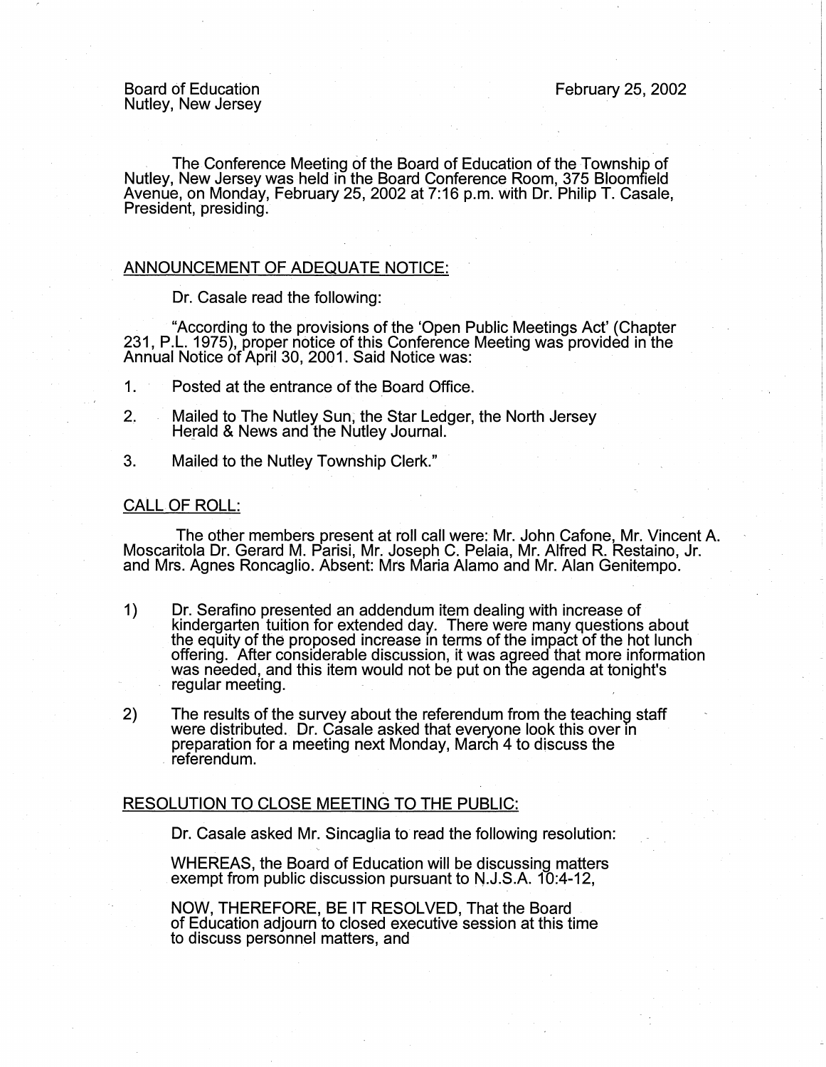Board of Education
Nutley, New Jersey

February 25, 2002

The Conference Meeting of the Board of Education of the Township of Nutley, New Jersey was held in the Board Conference Room, 375 Bloomfield Avenue, on Monday, February 25, 2002 at 7:16 p.m. with Dr. Philip T. Casale, President, presiding.

## ANNOUNCEMENT OF ADEQUATE NOTICE:

Dr. Casale read the following:

"According to the provisions of the 'Open Public Meetings Act' (Chapter 231, P.L. 1975), proper notice of this Conference Meeting was provided in the Annual Notice of April 30, 2001. Said Notice was:

1. Posted at the entrance of the Board Office.
2. Mailed to The Nutley Sun, the Star Ledger, the North Jersey Herald & News and the Nutley Journal.
3. Mailed to the Nutley Township Clerk."

## CALL OF ROLL:

The other members present at roll call were: Mr. John Cafone, Mr. Vincent A. Moscaritola Dr. Gerard M. Parisi, Mr. Joseph C. Pelaia, Mr. Alfred R. Restaino, Jr. and Mrs. Agnes Roncaglio. Absent: Mrs Maria Alamo and Mr. Alan Genitempo.

1) Dr. Serafino presented an addendum item dealing with increase of kindergarten tuition for extended day. There were many questions about the equity of the proposed increase in terms of the impact of the hot lunch offering. After considerable discussion, it was agreed that more information was needed, and this item would not be put on the agenda at tonight's regular meeting.

2) The results of the survey about the referendum from the teaching staff were distributed. Dr. Casale asked that everyone look this over in preparation for a meeting next Monday, March 4 to discuss the referendum.

## RESOLUTION TO CLOSE MEETING TO THE PUBLIC:

Dr. Casale asked Mr. Sincaglia to read the following resolution:

WHEREAS, the Board of Education will be discussing matters exempt from public discussion pursuant to N.J.S.A. 10:4-12,

NOW, THEREFORE, BE IT RESOLVED, That the Board of Education adjourn to closed executive session at this time to discuss personnel matters, and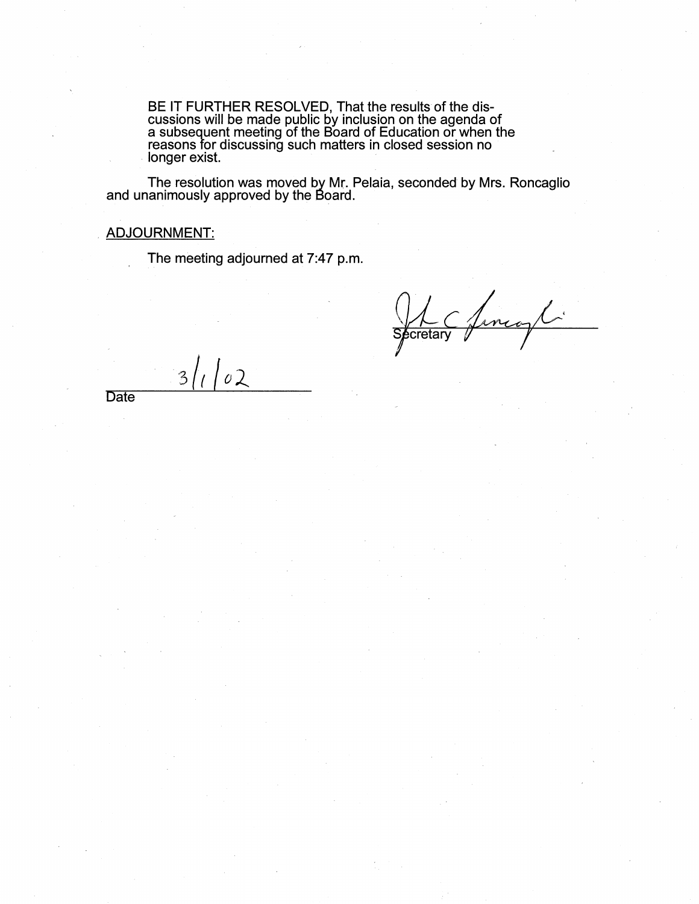BE IT FURTHER RESOLVED, That the results of the discussions will be made public by inclusion on the agenda of a subsequent meeting of the Board of Education or when the reasons for discussing such matters in closed session no longer exist.

The resolution was moved by Mr. Pelaia, seconded by Mrs. Roncaglio and unanimously approved by the Board.

ADJOURNMENT:

The meeting adjourned at 7:47 p.m.

Secretary

3/1/02

Date